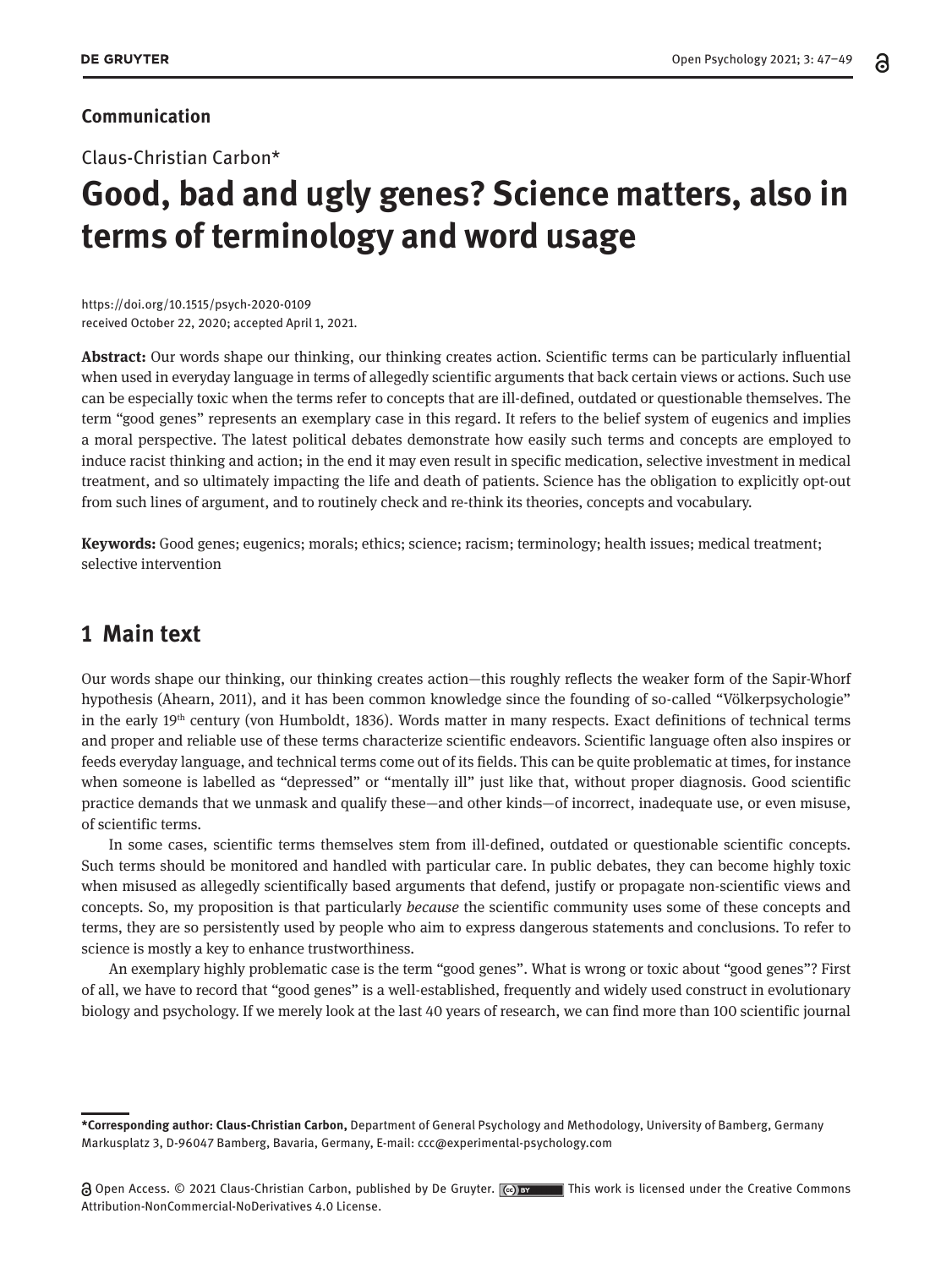**Communication**

Claus-Christian Carbon*

# Good, bad and ugly genes? Science matters, also in terms of terminology and word usage

https://doi.org/10.1515/psych-2020-0109
received October 22, 2020; accepted April 1, 2021.

**Abstract:** Our words shape our thinking, our thinking creates action. Scientific terms can be particularly influential when used in everyday language in terms of allegedly scientific arguments that back certain views or actions. Such use can be especially toxic when the terms refer to concepts that are ill-defined, outdated or questionable themselves. The term "good genes" represents an exemplary case in this regard. It refers to the belief system of eugenics and implies a moral perspective. The latest political debates demonstrate how easily such terms and concepts are employed to induce racist thinking and action; in the end it may even result in specific medication, selective investment in medical treatment, and so ultimately impacting the life and death of patients. Science has the obligation to explicitly opt-out from such lines of argument, and to routinely check and re-think its theories, concepts and vocabulary.

**Keywords:** Good genes; eugenics; morals; ethics; science; racism; terminology; health issues; medical treatment; selective intervention

## 1 Main text

Our words shape our thinking, our thinking creates action—this roughly reflects the weaker form of the Sapir-Whorf hypothesis (Ahearn, 2011), and it has been common knowledge since the founding of so-called "Völkerpsychologie" in the early 19th century (von Humboldt, 1836). Words matter in many respects. Exact definitions of technical terms and proper and reliable use of these terms characterize scientific endeavors. Scientific language often also inspires or feeds everyday language, and technical terms come out of its fields. This can be quite problematic at times, for instance when someone is labelled as "depressed" or "mentally ill" just like that, without proper diagnosis. Good scientific practice demands that we unmask and qualify these—and other kinds—of incorrect, inadequate use, or even misuse, of scientific terms.

In some cases, scientific terms themselves stem from ill-defined, outdated or questionable scientific concepts. Such terms should be monitored and handled with particular care. In public debates, they can become highly toxic when misused as allegedly scientifically based arguments that defend, justify or propagate non-scientific views and concepts. So, my proposition is that particularly *because* the scientific community uses some of these concepts and terms, they are so persistently used by people who aim to express dangerous statements and conclusions. To refer to science is mostly a key to enhance trustworthiness.

An exemplary highly problematic case is the term "good genes". What is wrong or toxic about "good genes"? First of all, we have to record that "good genes" is a well-established, frequently and widely used construct in evolutionary biology and psychology. If we merely look at the last 40 years of research, we can find more than 100 scientific journal

---

***Corresponding author: Claus-Christian Carbon,** Department of General Psychology and Methodology, University of Bamberg, Germany Markusplatz 3, D-96047 Bamberg, Bavaria, Germany, E-mail: ccc@experimental-psychology.com

Open Access. © 2021 Claus-Christian Carbon, published by De Gruyter. This work is licensed under the Creative Commons Attribution-NonCommercial-NoDerivatives 4.0 License.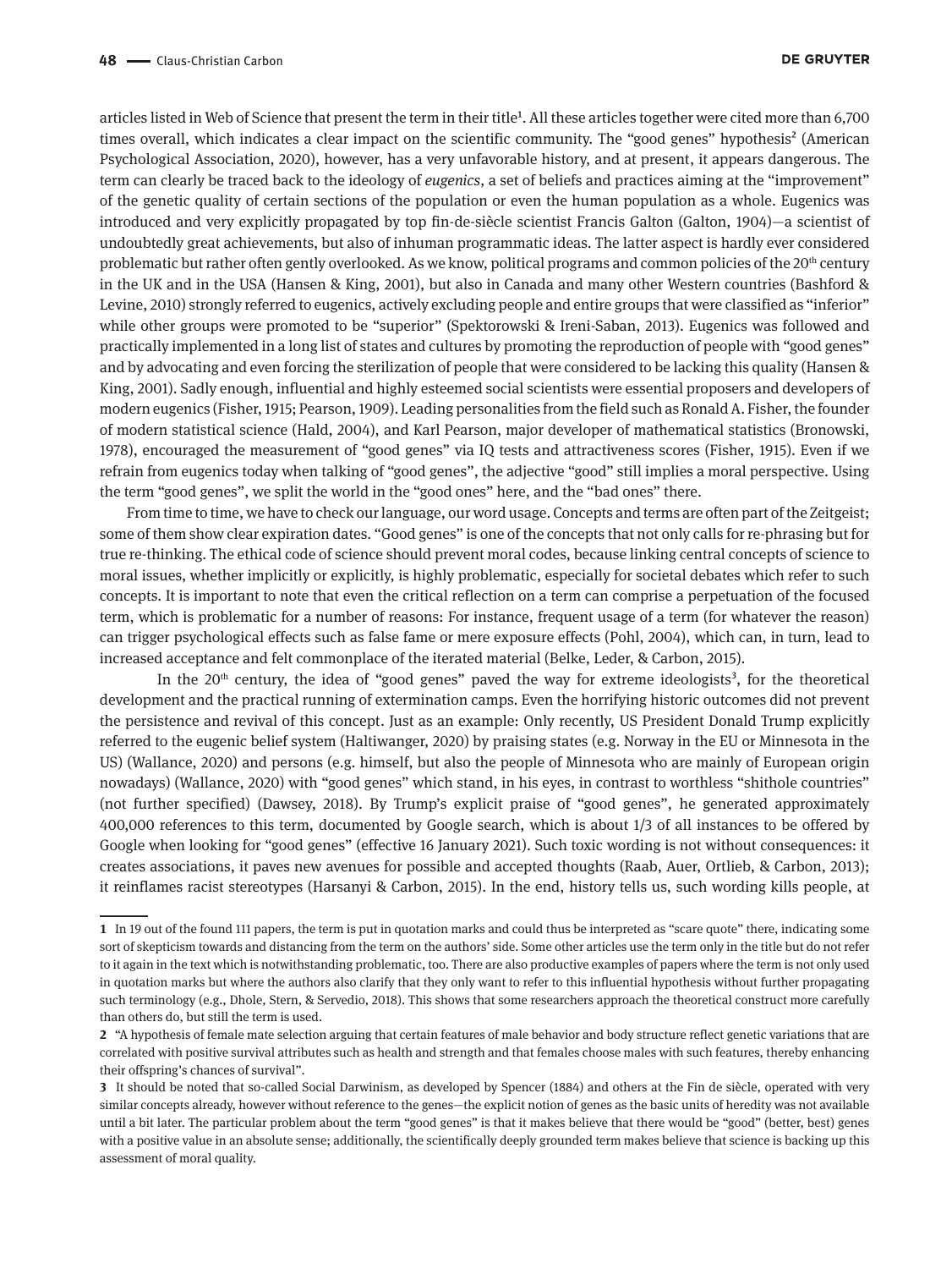articles listed in Web of Science that present the term in their title[1]. All these articles together were cited more than 6,700 times overall, which indicates a clear impact on the scientific community. The "good genes" hypothesis[2] (American Psychological Association, 2020), however, has a very unfavorable history, and at present, it appears dangerous. The term can clearly be traced back to the ideology of *eugenics*, a set of beliefs and practices aiming at the "improvement" of the genetic quality of certain sections of the population or even the human population as a whole. Eugenics was introduced and very explicitly propagated by top fin-de-siècle scientist Francis Galton (Galton, 1904)—a scientist of undoubtedly great achievements, but also of inhuman programmatic ideas. The latter aspect is hardly ever considered problematic but rather often gently overlooked. As we know, political programs and common policies of the 20th century in the UK and in the USA (Hansen & King, 2001), but also in Canada and many other Western countries (Bashford & Levine, 2010) strongly referred to eugenics, actively excluding people and entire groups that were classified as "inferior" while other groups were promoted to be "superior" (Spektorowski & Ireni-Saban, 2013). Eugenics was followed and practically implemented in a long list of states and cultures by promoting the reproduction of people with "good genes" and by advocating and even forcing the sterilization of people that were considered to be lacking this quality (Hansen & King, 2001). Sadly enough, influential and highly esteemed social scientists were essential proposers and developers of modern eugenics (Fisher, 1915; Pearson, 1909). Leading personalities from the field such as Ronald A. Fisher, the founder of modern statistical science (Hald, 2004), and Karl Pearson, major developer of mathematical statistics (Bronowski, 1978), encouraged the measurement of "good genes" via IQ tests and attractiveness scores (Fisher, 1915). Even if we refrain from eugenics today when talking of "good genes", the adjective "good" still implies a moral perspective. Using the term "good genes", we split the world in the "good ones" here, and the "bad ones" there.

From time to time, we have to check our language, our word usage. Concepts and terms are often part of the Zeitgeist; some of them show clear expiration dates. "Good genes" is one of the concepts that not only calls for re-phrasing but for true re-thinking. The ethical code of science should prevent moral codes, because linking central concepts of science to moral issues, whether implicitly or explicitly, is highly problematic, especially for societal debates which refer to such concepts. It is important to note that even the critical reflection on a term can comprise a perpetuation of the focused term, which is problematic for a number of reasons: For instance, frequent usage of a term (for whatever the reason) can trigger psychological effects such as false fame or mere exposure effects (Pohl, 2004), which can, in turn, lead to increased acceptance and felt commonplace of the iterated material (Belke, Leder, & Carbon, 2015).

In the 20th century, the idea of "good genes" paved the way for extreme ideologists[3], for the theoretical development and the practical running of extermination camps. Even the horrifying historic outcomes did not prevent the persistence and revival of this concept. Just as an example: Only recently, US President Donald Trump explicitly referred to the eugenic belief system (Haltiwanger, 2020) by praising states (e.g. Norway in the EU or Minnesota in the US) (Wallance, 2020) and persons (e.g. himself, but also the people of Minnesota who are mainly of European origin nowadays) (Wallance, 2020) with "good genes" which stand, in his eyes, in contrast to worthless "shithole countries" (not further specified) (Dawsey, 2018). By Trump's explicit praise of "good genes", he generated approximately 400,000 references to this term, documented by Google search, which is about 1/3 of all instances to be offered by Google when looking for "good genes" (effective 16 January 2021). Such toxic wording is not without consequences: it creates associations, it paves new avenues for possible and accepted thoughts (Raab, Auer, Ortlieb, & Carbon, 2013); it reinflames racist stereotypes (Harsanyi & Carbon, 2015). In the end, history tells us, such wording kills people, at

---

1 In 19 out of the found 111 papers, the term is put in quotation marks and could thus be interpreted as "scare quote" there, indicating some sort of skepticism towards and distancing from the term on the authors' side. Some other articles use the term only in the title but do not refer to it again in the text which is notwithstanding problematic, too. There are also productive examples of papers where the term is not only used in quotation marks but where the authors also clarify that they only want to refer to this influential hypothesis without further propagating such terminology (e.g., Dhole, Stern, & Servedio, 2018). This shows that some researchers approach the theoretical construct more carefully than others do, but still the term is used.

2 "A hypothesis of female mate selection arguing that certain features of male behavior and body structure reflect genetic variations that are correlated with positive survival attributes such as health and strength and that females choose males with such features, thereby enhancing their offspring's chances of survival".

3 It should be noted that so-called Social Darwinism, as developed by Spencer (1884) and others at the Fin de siècle, operated with very similar concepts already, however without reference to the genes—the explicit notion of genes as the basic units of heredity was not available until a bit later. The particular problem about the term "good genes" is that it makes believe that there would be "good" (better, best) genes with a positive value in an absolute sense; additionally, the scientifically deeply grounded term makes believe that science is backing up this assessment of moral quality.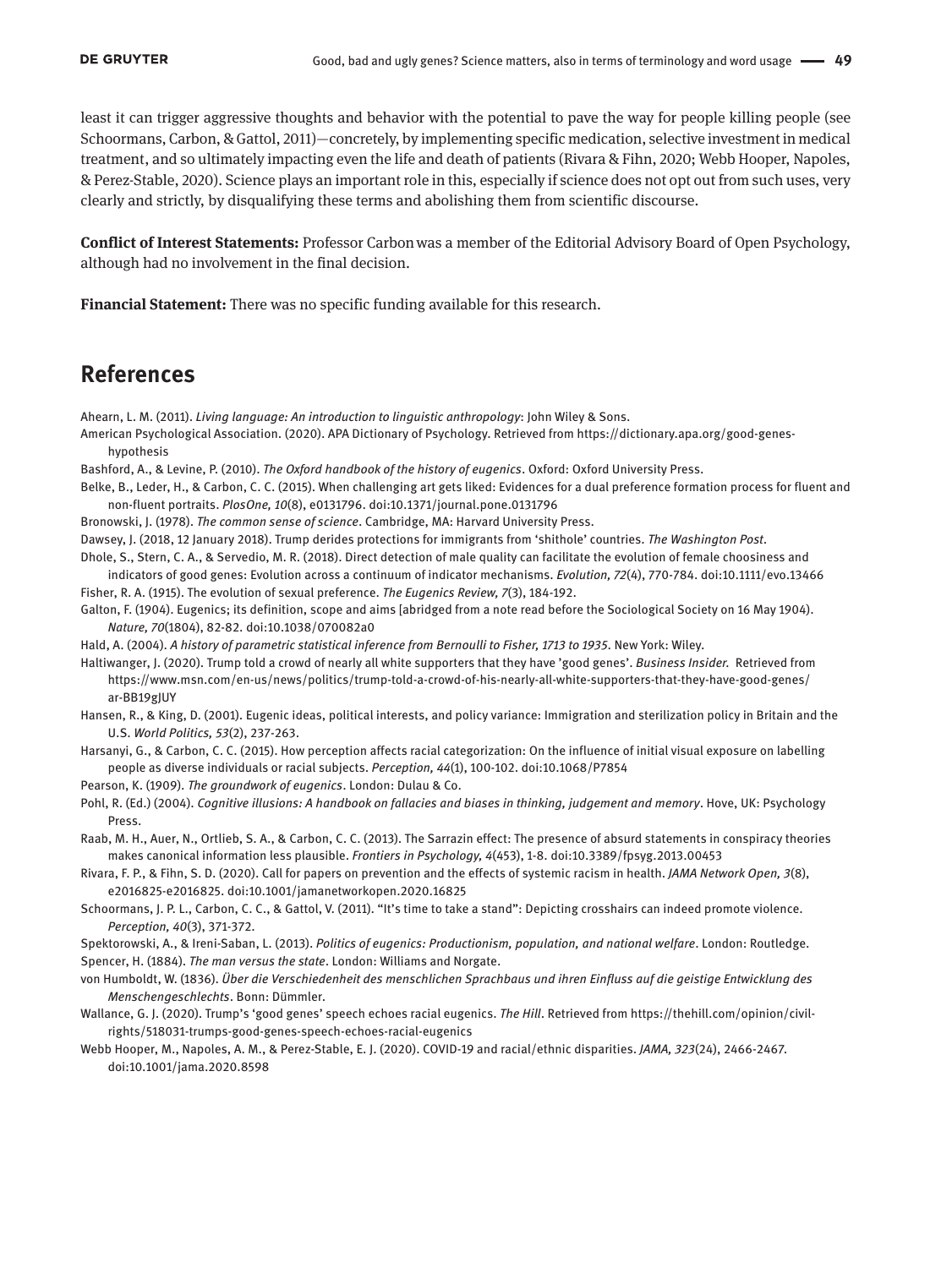least it can trigger aggressive thoughts and behavior with the potential to pave the way for people killing people (see Schoormans, Carbon, & Gattol, 2011)—concretely, by implementing specific medication, selective investment in medical treatment, and so ultimately impacting even the life and death of patients (Rivara & Fihn, 2020; Webb Hooper, Napoles, & Perez-Stable, 2020). Science plays an important role in this, especially if science does not opt out from such uses, very clearly and strictly, by disqualifying these terms and abolishing them from scientific discourse.

**Conflict of Interest Statements:** Professor Carbon was a member of the Editorial Advisory Board of Open Psychology, although had no involvement in the final decision.

**Financial Statement:** There was no specific funding available for this research.

## References

Ahearn, L. M. (2011). *Living language: An introduction to linguistic anthropology*: John Wiley & Sons.

American Psychological Association. (2020). APA Dictionary of Psychology. Retrieved from https://dictionary.apa.org/good-genes-hypothesis

Bashford, A., & Levine, P. (2010). *The Oxford handbook of the history of eugenics*. Oxford: Oxford University Press.

Belke, B., Leder, H., & Carbon, C. C. (2015). When challenging art gets liked: Evidences for a dual preference formation process for fluent and non-fluent portraits. *PlosOne, 10*(8), e0131796. doi:10.1371/journal.pone.0131796

Bronowski, J. (1978). *The common sense of science*. Cambridge, MA: Harvard University Press.

Dawsey, J. (2018, 12 January 2018). Trump derides protections for immigrants from 'shithole' countries. *The Washington Post*.

Dhole, S., Stern, C. A., & Servedio, M. R. (2018). Direct detection of male quality can facilitate the evolution of female choosiness and indicators of good genes: Evolution across a continuum of indicator mechanisms. *Evolution, 72*(4), 770-784. doi:10.1111/evo.13466

Fisher, R. A. (1915). The evolution of sexual preference. *The Eugenics Review, 7*(3), 184-192.

Galton, F. (1904). Eugenics; its definition, scope and aims [abridged from a note read before the Sociological Society on 16 May 1904). *Nature, 70*(1804), 82-82. doi:10.1038/070082a0

Hald, A. (2004). *A history of parametric statistical inference from Bernoulli to Fisher, 1713 to 1935*. New York: Wiley.

Haltiwanger, J. (2020). Trump told a crowd of nearly all white supporters that they have 'good genes'. *Business Insider*. Retrieved from https://www.msn.com/en-us/news/politics/trump-told-a-crowd-of-his-nearly-all-white-supporters-that-they-have-good-genes/ar-BB19gJUY

Hansen, R., & King, D. (2001). Eugenic ideas, political interests, and policy variance: Immigration and sterilization policy in Britain and the U.S. *World Politics, 53*(2), 237-263.

Harsanyi, G., & Carbon, C. C. (2015). How perception affects racial categorization: On the influence of initial visual exposure on labelling people as diverse individuals or racial subjects. *Perception, 44*(1), 100-102. doi:10.1068/P7854

Pearson, K. (1909). *The groundwork of eugenics*. London: Dulau & Co.

Pohl, R. (Ed.) (2004). *Cognitive illusions: A handbook on fallacies and biases in thinking, judgement and memory*. Hove, UK: Psychology Press.

Raab, M. H., Auer, N., Ortlieb, S. A., & Carbon, C. C. (2013). The Sarrazin effect: The presence of absurd statements in conspiracy theories makes canonical information less plausible. *Frontiers in Psychology, 4*(453), 1-8. doi:10.3389/fpsyg.2013.00453

Rivara, F. P., & Fihn, S. D. (2020). Call for papers on prevention and the effects of systemic racism in health. *JAMA Network Open, 3*(8), e2016825-e2016825. doi:10.1001/jamanetworkopen.2020.16825

Schoormans, J. P. L., Carbon, C. C., & Gattol, V. (2011). "It's time to take a stand": Depicting crosshairs can indeed promote violence. *Perception, 40*(3), 371-372.

Spektorowski, A., & Ireni-Saban, L. (2013). *Politics of eugenics: Productionism, population, and national welfare*. London: Routledge.

Spencer, H. (1884). *The man versus the state*. London: Williams and Norgate.

von Humboldt, W. (1836). *Über die Verschiedenheit des menschlichen Sprachbaus und ihren Einfluss auf die geistige Entwicklung des Menschengeschlechts*. Bonn: Dümmler.

Wallance, G. J. (2020). Trump's 'good genes' speech echoes racial eugenics. *The Hill*. Retrieved from https://thehill.com/opinion/civil-rights/518031-trumps-good-genes-speech-echoes-racial-eugenics

Webb Hooper, M., Napoles, A. M., & Perez-Stable, E. J. (2020). COVID-19 and racial/ethnic disparities. *JAMA, 323*(24), 2466-2467. doi:10.1001/jama.2020.8598